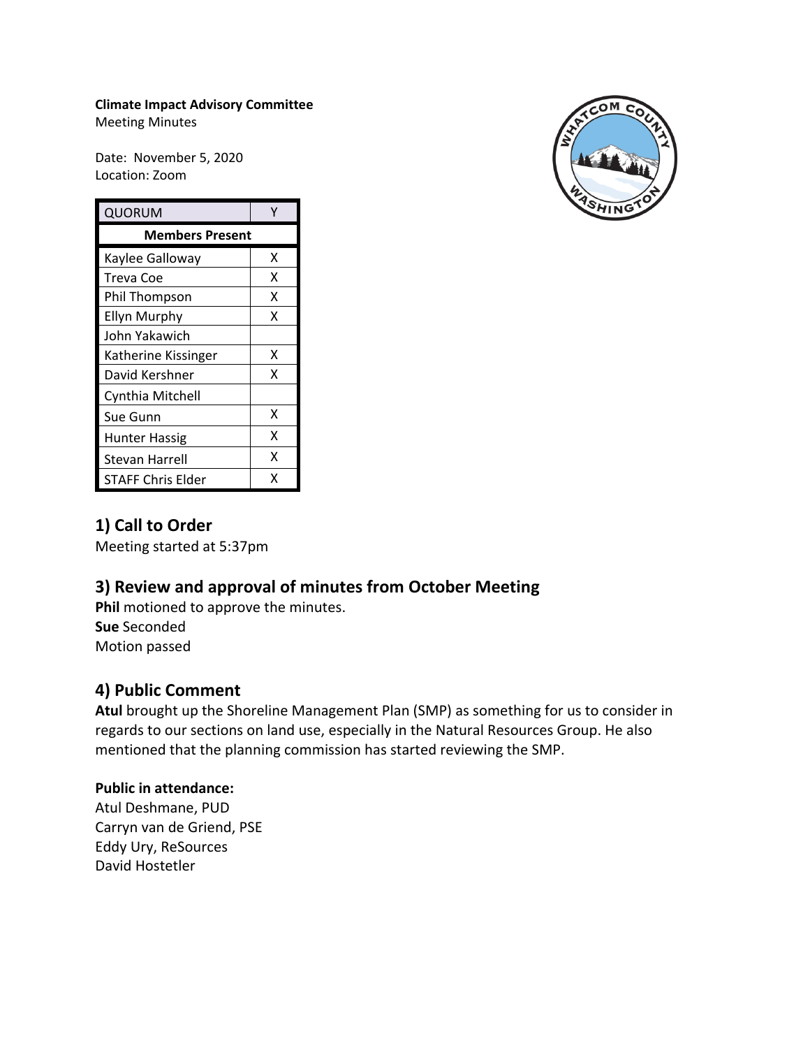**Climate Impact Advisory Committee**
Meeting Minutes

Date: November 5, 2020
Location: Zoom

| QUORUM | Y |
|---|---|
| **Members Present** | |
| Kaylee Galloway | X |
| Treva Coe | X |
| Phil Thompson | X |
| Ellyn Murphy | X |
| John Yakawich | |
| Katherine Kissinger | X |
| David Kershner | X |
| Cynthia Mitchell | |
| Sue Gunn | X |
| Hunter Hassig | X |
| Stevan Harrell | X |
| STAFF Chris Elder | X |

## 1) Call to Order

Meeting started at 5:37pm

## 3) Review and approval of minutes from October Meeting

**Phil** motioned to approve the minutes.
**Sue** Seconded
Motion passed

## 4) Public Comment

**Atul** brought up the Shoreline Management Plan (SMP) as something for us to consider in regards to our sections on land use, especially in the Natural Resources Group. He also mentioned that the planning commission has started reviewing the SMP.

**Public in attendance:**
Atul Deshmane, PUD
Carryn van de Griend, PSE
Eddy Ury, ReSources
David Hostetler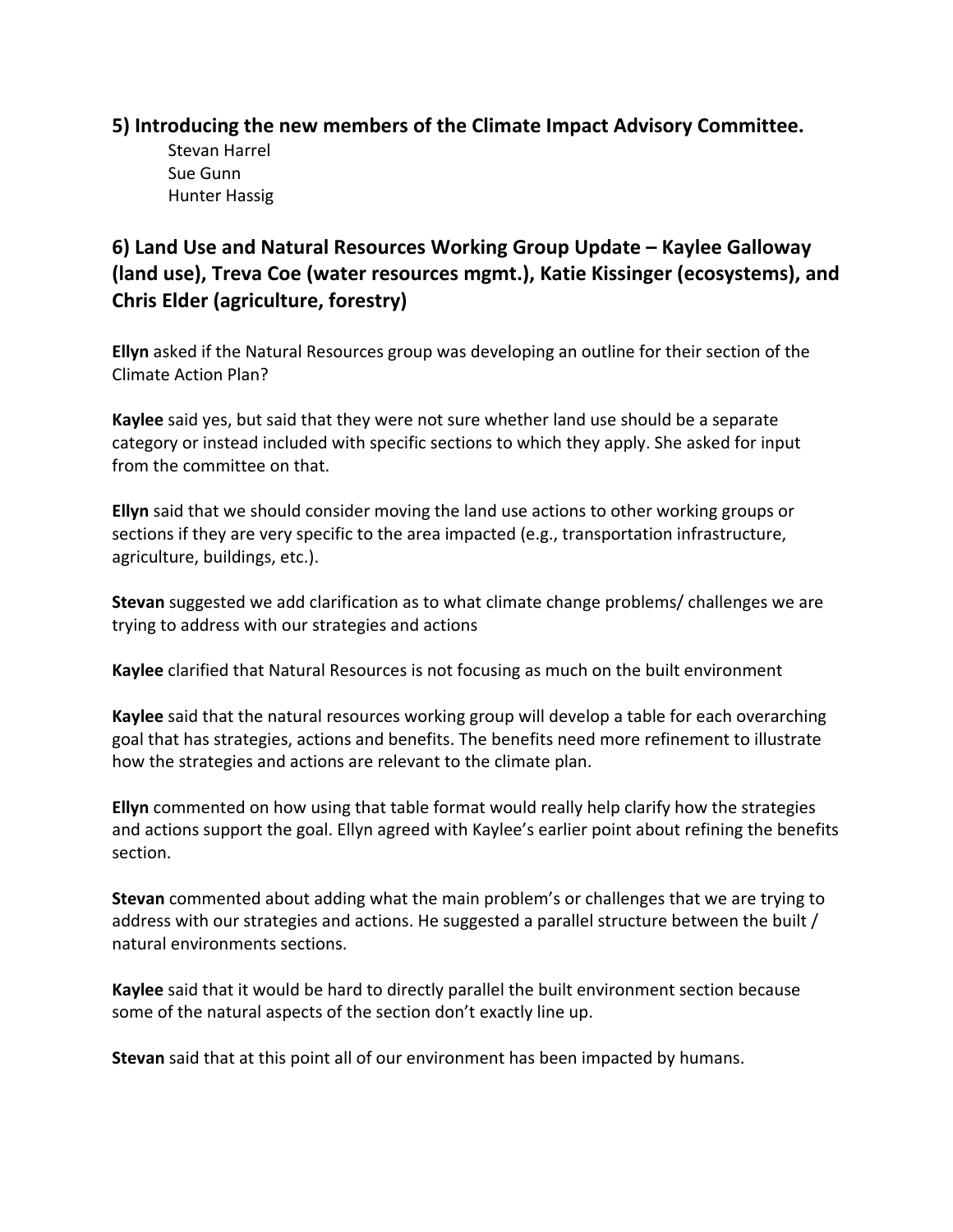## 5) Introducing the new members of the Climate Impact Advisory Committee.

Stevan Harrel
Sue Gunn
Hunter Hassig

## 6) Land Use and Natural Resources Working Group Update – Kaylee Galloway (land use), Treva Coe (water resources mgmt.), Katie Kissinger (ecosystems), and Chris Elder (agriculture, forestry)

**Ellyn** asked if the Natural Resources group was developing an outline for their section of the Climate Action Plan?

**Kaylee** said yes, but said that they were not sure whether land use should be a separate category or instead included with specific sections to which they apply. She asked for input from the committee on that.

**Ellyn** said that we should consider moving the land use actions to other working groups or sections if they are very specific to the area impacted (e.g., transportation infrastructure, agriculture, buildings, etc.).

**Stevan** suggested we add clarification as to what climate change problems/ challenges we are trying to address with our strategies and actions

**Kaylee** clarified that Natural Resources is not focusing as much on the built environment

**Kaylee** said that the natural resources working group will develop a table for each overarching goal that has strategies, actions and benefits. The benefits need more refinement to illustrate how the strategies and actions are relevant to the climate plan.

**Ellyn** commented on how using that table format would really help clarify how the strategies and actions support the goal. Ellyn agreed with Kaylee's earlier point about refining the benefits section.

**Stevan** commented about adding what the main problem's or challenges that we are trying to address with our strategies and actions. He suggested a parallel structure between the built / natural environments sections.

**Kaylee** said that it would be hard to directly parallel the built environment section because some of the natural aspects of the section don't exactly line up.

**Stevan** said that at this point all of our environment has been impacted by humans.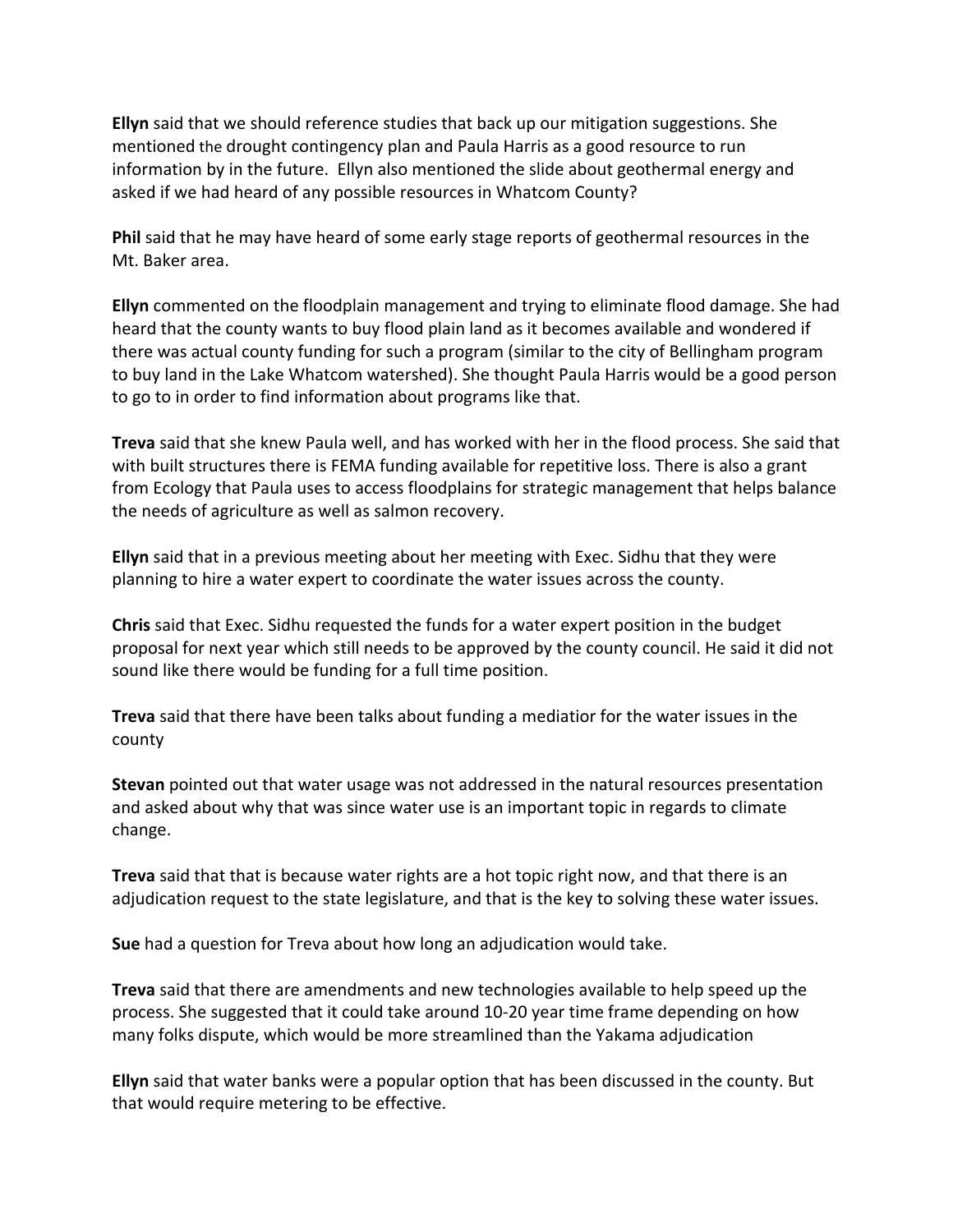**Ellyn** said that we should reference studies that back up our mitigation suggestions. She mentioned the drought contingency plan and Paula Harris as a good resource to run information by in the future. Ellyn also mentioned the slide about geothermal energy and asked if we had heard of any possible resources in Whatcom County?

**Phil** said that he may have heard of some early stage reports of geothermal resources in the Mt. Baker area.

**Ellyn** commented on the floodplain management and trying to eliminate flood damage. She had heard that the county wants to buy flood plain land as it becomes available and wondered if there was actual county funding for such a program (similar to the city of Bellingham program to buy land in the Lake Whatcom watershed). She thought Paula Harris would be a good person to go to in order to find information about programs like that.

**Treva** said that she knew Paula well, and has worked with her in the flood process. She said that with built structures there is FEMA funding available for repetitive loss. There is also a grant from Ecology that Paula uses to access floodplains for strategic management that helps balance the needs of agriculture as well as salmon recovery.

**Ellyn** said that in a previous meeting about her meeting with Exec. Sidhu that they were planning to hire a water expert to coordinate the water issues across the county.

**Chris** said that Exec. Sidhu requested the funds for a water expert position in the budget proposal for next year which still needs to be approved by the county council. He said it did not sound like there would be funding for a full time position.

**Treva** said that there have been talks about funding a mediatior for the water issues in the county

**Stevan** pointed out that water usage was not addressed in the natural resources presentation and asked about why that was since water use is an important topic in regards to climate change.

**Treva** said that that is because water rights are a hot topic right now, and that there is an adjudication request to the state legislature, and that is the key to solving these water issues.

**Sue** had a question for Treva about how long an adjudication would take.

**Treva** said that there are amendments and new technologies available to help speed up the process. She suggested that it could take around 10-20 year time frame depending on how many folks dispute, which would be more streamlined than the Yakama adjudication

**Ellyn** said that water banks were a popular option that has been discussed in the county. But that would require metering to be effective.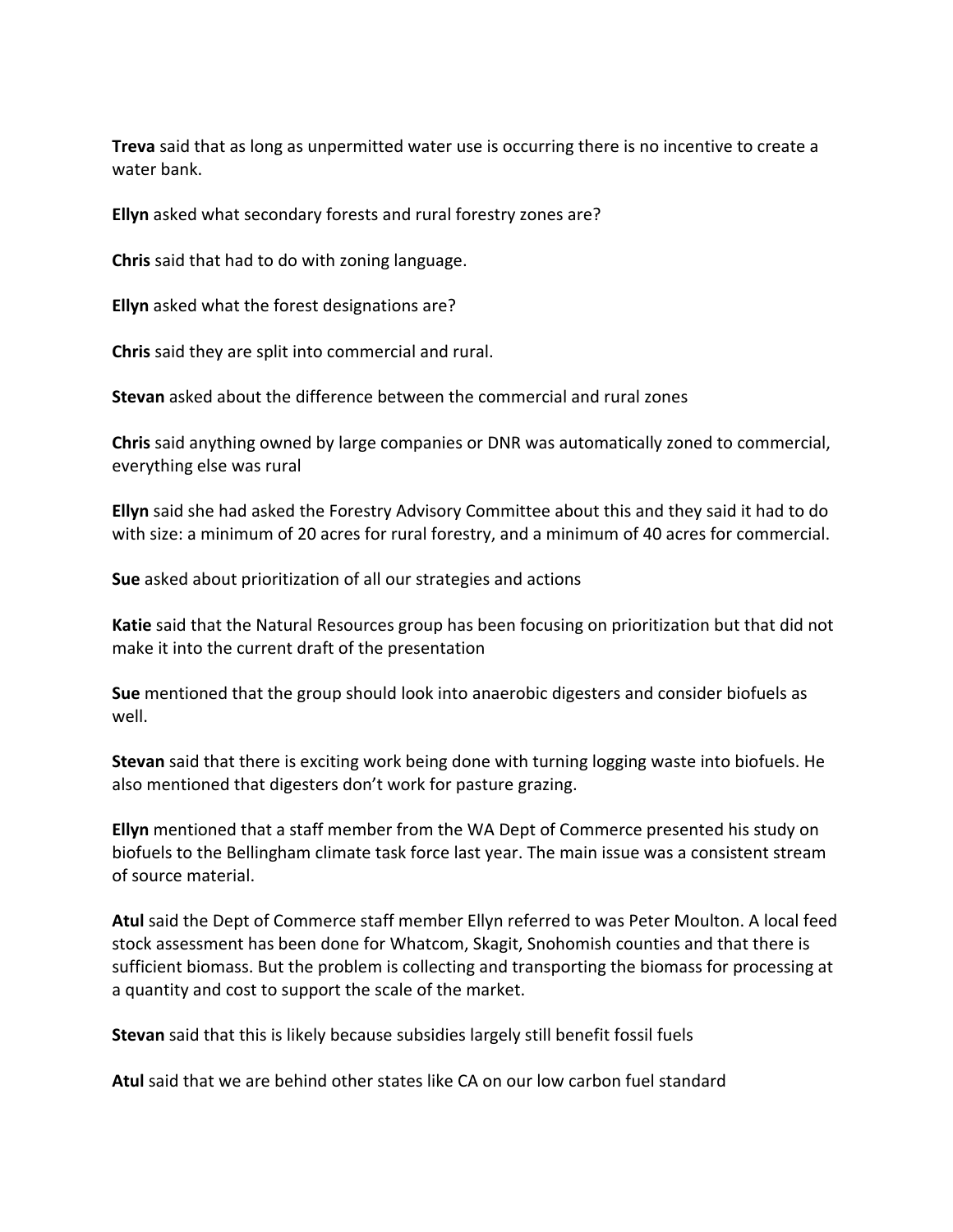**Treva** said that as long as unpermitted water use is occurring there is no incentive to create a water bank.

**Ellyn** asked what secondary forests and rural forestry zones are?

**Chris** said that had to do with zoning language.

**Ellyn** asked what the forest designations are?

**Chris** said they are split into commercial and rural.

**Stevan** asked about the difference between the commercial and rural zones

**Chris** said anything owned by large companies or DNR was automatically zoned to commercial, everything else was rural

**Ellyn** said she had asked the Forestry Advisory Committee about this and they said it had to do with size: a minimum of 20 acres for rural forestry, and a minimum of 40 acres for commercial.

**Sue** asked about prioritization of all our strategies and actions

**Katie** said that the Natural Resources group has been focusing on prioritization but that did not make it into the current draft of the presentation

**Sue** mentioned that the group should look into anaerobic digesters and consider biofuels as well.

**Stevan** said that there is exciting work being done with turning logging waste into biofuels. He also mentioned that digesters don't work for pasture grazing.

**Ellyn** mentioned that a staff member from the WA Dept of Commerce presented his study on biofuels to the Bellingham climate task force last year. The main issue was a consistent stream of source material.

**Atul** said the Dept of Commerce staff member Ellyn referred to was Peter Moulton. A local feed stock assessment has been done for Whatcom, Skagit, Snohomish counties and that there is sufficient biomass. But the problem is collecting and transporting the biomass for processing at a quantity and cost to support the scale of the market.

**Stevan** said that this is likely because subsidies largely still benefit fossil fuels

**Atul** said that we are behind other states like CA on our low carbon fuel standard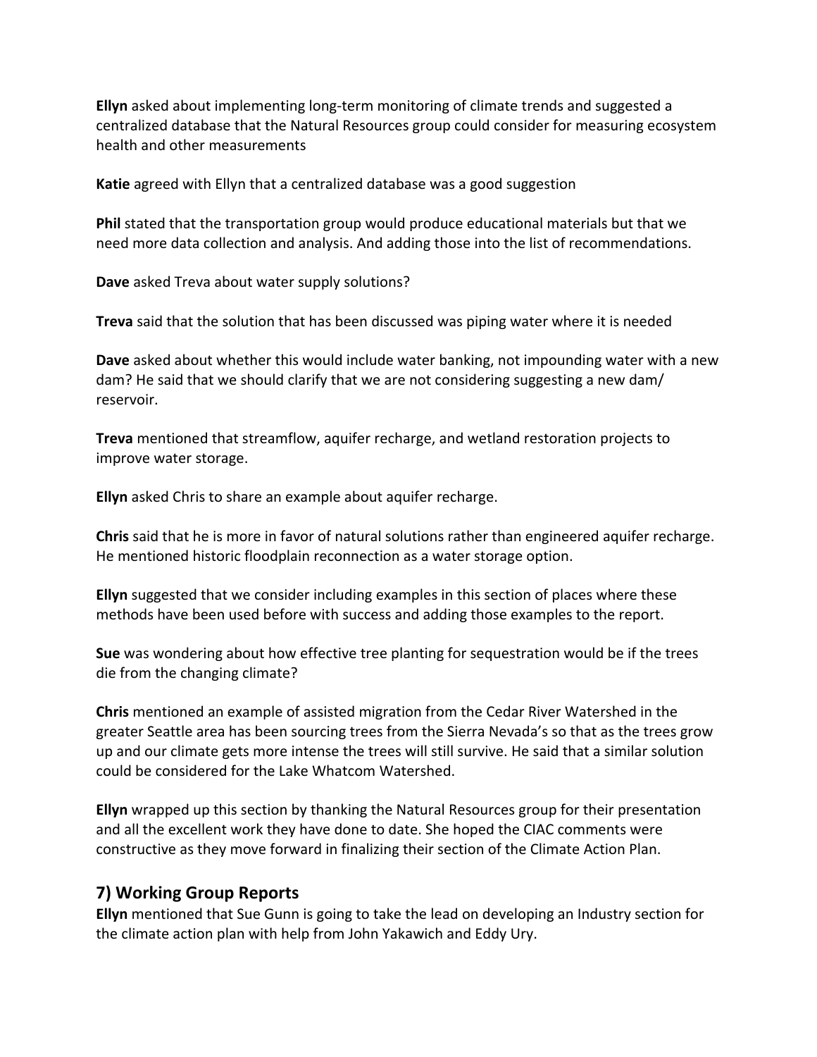**Ellyn** asked about implementing long-term monitoring of climate trends and suggested a centralized database that the Natural Resources group could consider for measuring ecosystem health and other measurements

**Katie** agreed with Ellyn that a centralized database was a good suggestion

**Phil** stated that the transportation group would produce educational materials but that we need more data collection and analysis. And adding those into the list of recommendations.

**Dave** asked Treva about water supply solutions?

**Treva** said that the solution that has been discussed was piping water where it is needed

**Dave** asked about whether this would include water banking, not impounding water with a new dam? He said that we should clarify that we are not considering suggesting a new dam/ reservoir.

**Treva** mentioned that streamflow, aquifer recharge, and wetland restoration projects to improve water storage.

**Ellyn** asked Chris to share an example about aquifer recharge.

**Chris** said that he is more in favor of natural solutions rather than engineered aquifer recharge. He mentioned historic floodplain reconnection as a water storage option.

**Ellyn** suggested that we consider including examples in this section of places where these methods have been used before with success and adding those examples to the report.

**Sue** was wondering about how effective tree planting for sequestration would be if the trees die from the changing climate?

**Chris** mentioned an example of assisted migration from the Cedar River Watershed in the greater Seattle area has been sourcing trees from the Sierra Nevada's so that as the trees grow up and our climate gets more intense the trees will still survive. He said that a similar solution could be considered for the Lake Whatcom Watershed.

**Ellyn** wrapped up this section by thanking the Natural Resources group for their presentation and all the excellent work they have done to date. She hoped the CIAC comments were constructive as they move forward in finalizing their section of the Climate Action Plan.

## 7) Working Group Reports

**Ellyn** mentioned that Sue Gunn is going to take the lead on developing an Industry section for the climate action plan with help from John Yakawich and Eddy Ury.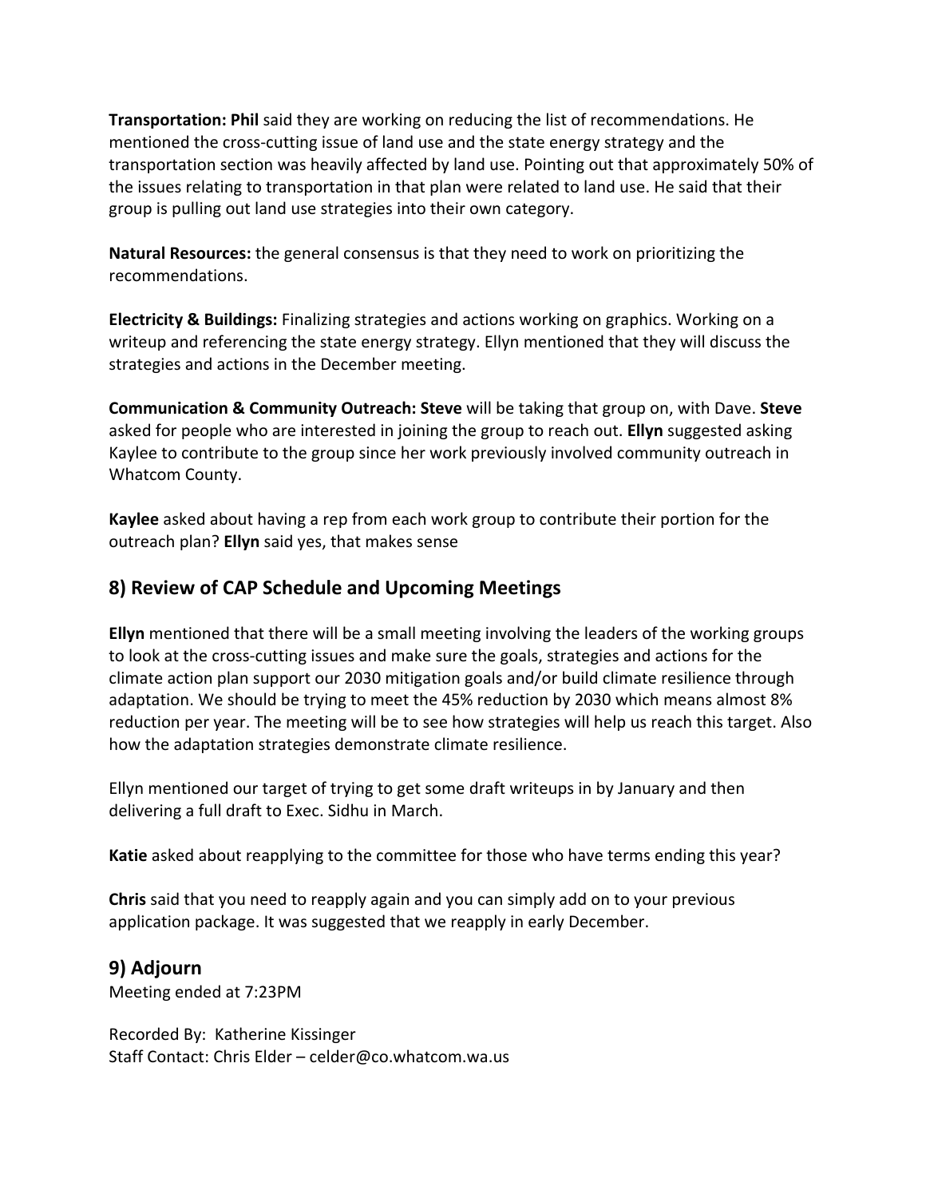**Transportation: Phil** said they are working on reducing the list of recommendations. He mentioned the cross-cutting issue of land use and the state energy strategy and the transportation section was heavily affected by land use. Pointing out that approximately 50% of the issues relating to transportation in that plan were related to land use. He said that their group is pulling out land use strategies into their own category.

**Natural Resources:** the general consensus is that they need to work on prioritizing the recommendations.

**Electricity & Buildings:** Finalizing strategies and actions working on graphics. Working on a writeup and referencing the state energy strategy. Ellyn mentioned that they will discuss the strategies and actions in the December meeting.

**Communication & Community Outreach: Steve** will be taking that group on, with Dave. **Steve** asked for people who are interested in joining the group to reach out. **Ellyn** suggested asking Kaylee to contribute to the group since her work previously involved community outreach in Whatcom County.

**Kaylee** asked about having a rep from each work group to contribute their portion for the outreach plan? **Ellyn** said yes, that makes sense

## 8) Review of CAP Schedule and Upcoming Meetings

**Ellyn** mentioned that there will be a small meeting involving the leaders of the working groups to look at the cross-cutting issues and make sure the goals, strategies and actions for the climate action plan support our 2030 mitigation goals and/or build climate resilience through adaptation. We should be trying to meet the 45% reduction by 2030 which means almost 8% reduction per year. The meeting will be to see how strategies will help us reach this target. Also how the adaptation strategies demonstrate climate resilience.

Ellyn mentioned our target of trying to get some draft writeups in by January and then delivering a full draft to Exec. Sidhu in March.

**Katie** asked about reapplying to the committee for those who have terms ending this year?

**Chris** said that you need to reapply again and you can simply add on to your previous application package. It was suggested that we reapply in early December.

## 9) Adjourn

Meeting ended at 7:23PM

Recorded By: Katherine Kissinger
Staff Contact: Chris Elder – celder@co.whatcom.wa.us